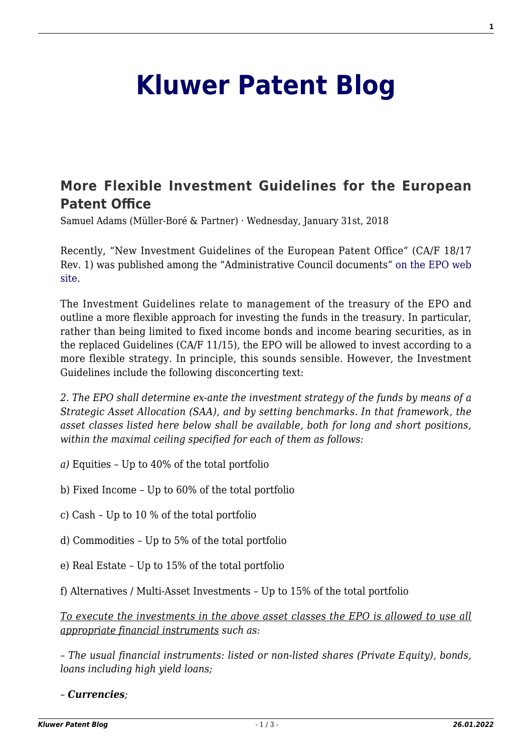# Kluwer Patent Blog

## More Flexible Investment Guidelines for the European Patent Office

Samuel Adams (Müller-Boré & Partner) · Wednesday, January 31st, 2018

Recently, "New Investment Guidelines of the European Patent Office" (CA/F 18/17 Rev. 1) was published among the "Administrative Council documents" on the EPO web site.

The Investment Guidelines relate to management of the treasury of the EPO and outline a more flexible approach for investing the funds in the treasury. In particular, rather than being limited to fixed income bonds and income bearing securities, as in the replaced Guidelines (CA/F 11/15), the EPO will be allowed to invest according to a more flexible strategy. In principle, this sounds sensible. However, the Investment Guidelines include the following disconcerting text:

*2. The EPO shall determine ex-ante the investment strategy of the funds by means of a Strategic Asset Allocation (SAA), and by setting benchmarks. In that framework, the asset classes listed here below shall be available, both for long and short positions, within the maximal ceiling specified for each of them as follows:*

*a)* Equities – Up to 40% of the total portfolio

b) Fixed Income – Up to 60% of the total portfolio

c) Cash – Up to 10 % of the total portfolio

d) Commodities – Up to 5% of the total portfolio

e) Real Estate – Up to 15% of the total portfolio

f) Alternatives / Multi-Asset Investments – Up to 15% of the total portfolio

*<u>To execute the investments in the above asset classes the EPO is allowed to use all appropriate financial instruments</u> such as:*

*– The usual financial instruments: listed or non-listed shares (Private Equity), bonds, loans including high yield loans;*

*– **Currencies**;*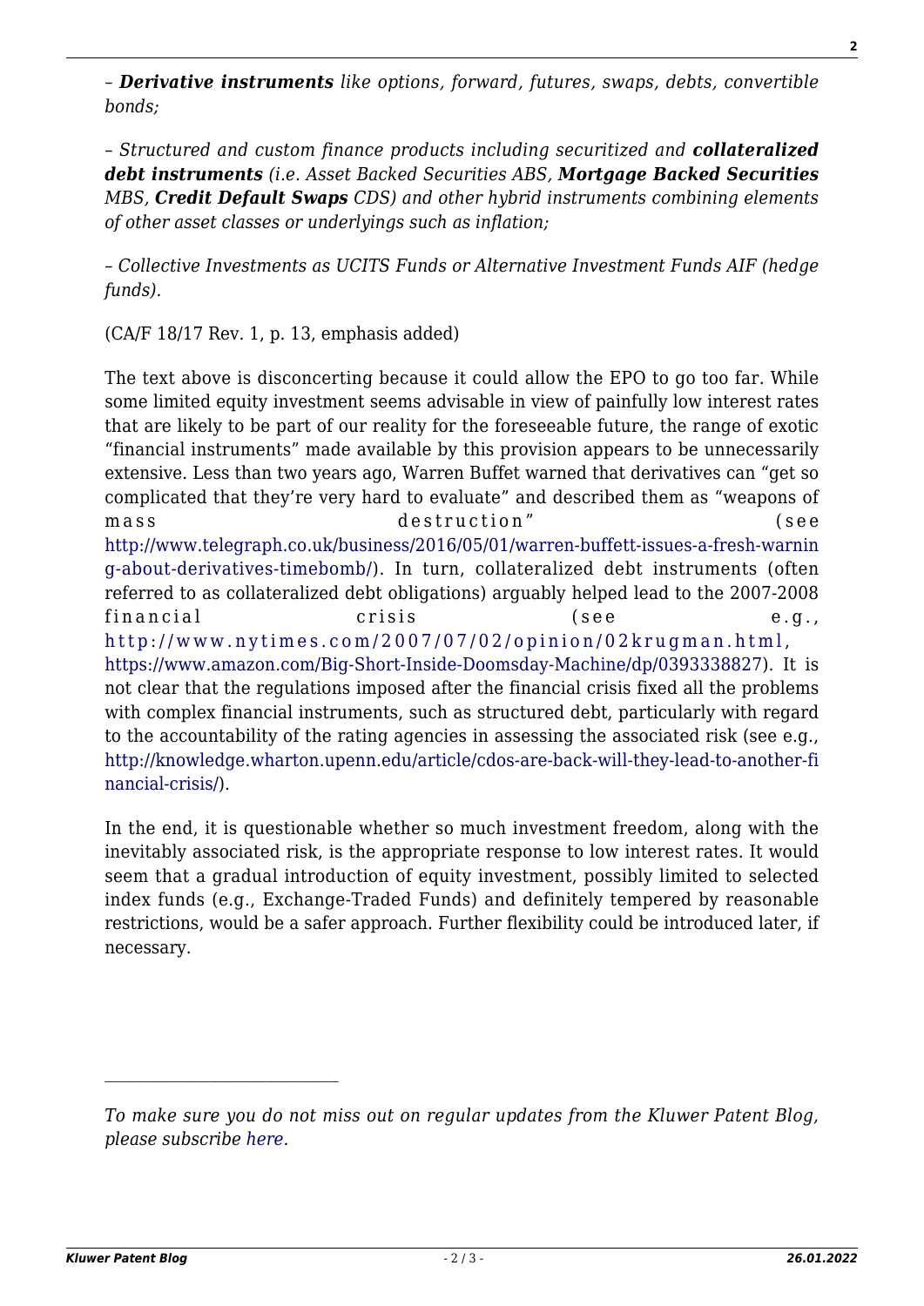– ***Derivative instruments*** *like options, forward, futures, swaps, debts, convertible bonds;*

– *Structured and custom finance products including securitized and **collateralized debt instruments** (i.e. Asset Backed Securities ABS, **Mortgage Backed Securities** MBS, **Credit Default Swaps** CDS) and other hybrid instruments combining elements of other asset classes or underlyings such as inflation;*

– *Collective Investments as UCITS Funds or Alternative Investment Funds AIF (hedge funds).*

(CA/F 18/17 Rev. 1, p. 13, emphasis added)

The text above is disconcerting because it could allow the EPO to go too far. While some limited equity investment seems advisable in view of painfully low interest rates that are likely to be part of our reality for the foreseeable future, the range of exotic "financial instruments" made available by this provision appears to be unnecessarily extensive. Less than two years ago, Warren Buffet warned that derivatives can "get so complicated that they're very hard to evaluate" and described them as "weapons of mass destruction" (see [http://www.telegraph.co.uk/business/2016/05/01/warren-buffett-issues-a-fresh-warning-about-derivatives-timebomb/](http://www.telegraph.co.uk/business/2016/05/01/warren-buffett-issues-a-fresh-warning-about-derivatives-timebomb/)). In turn, collateralized debt instruments (often referred to as collateralized debt obligations) arguably helped lead to the 2007-2008 financial crisis (see e.g., [http://www.nytimes.com/2007/07/02/opinion/02krugman.html](http://www.nytimes.com/2007/07/02/opinion/02krugman.html), [https://www.amazon.com/Big-Short-Inside-Doomsday-Machine/dp/0393338827](https://www.amazon.com/Big-Short-Inside-Doomsday-Machine/dp/0393338827)). It is not clear that the regulations imposed after the financial crisis fixed all the problems with complex financial instruments, such as structured debt, particularly with regard to the accountability of the rating agencies in assessing the associated risk (see e.g., [http://knowledge.wharton.upenn.edu/article/cdos-are-back-will-they-lead-to-another-financial-crisis/](http://knowledge.wharton.upenn.edu/article/cdos-are-back-will-they-lead-to-another-financial-crisis/)).

In the end, it is questionable whether so much investment freedom, along with the inevitably associated risk, is the appropriate response to low interest rates. It would seem that a gradual introduction of equity investment, possibly limited to selected index funds (e.g., Exchange-Traded Funds) and definitely tempered by reasonable restrictions, would be a safer approach. Further flexibility could be introduced later, if necessary.

---

*To make sure you do not miss out on regular updates from the Kluwer Patent Blog, please subscribe [here](here).*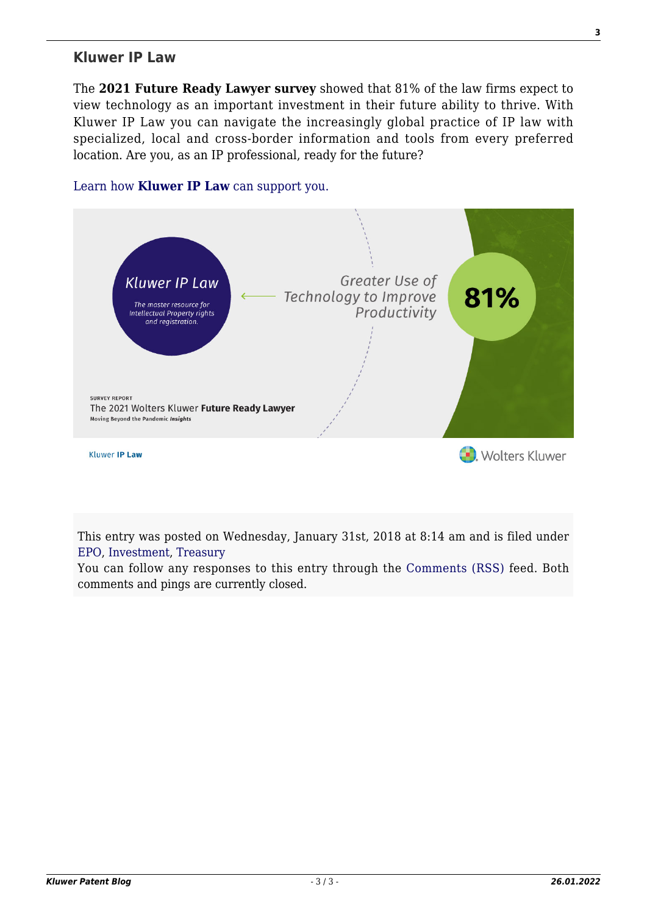## Kluwer IP Law

The **2021 Future Ready Lawyer survey** showed that 81% of the law firms expect to view technology as an important investment in their future ability to thrive. With Kluwer IP Law you can navigate the increasingly global practice of IP law with specialized, local and cross-border information and tools from every preferred location. Are you, as an IP professional, ready for the future?

Learn how **Kluwer IP Law** can support you.

Kluwer IP Law
The master resource for Intellectual Property rights and registration.

Greater Use of Technology to Improve Productivity

81%

SURVEY REPORT
The 2021 Wolters Kluwer **Future Ready Lawyer**
Moving Beyond the Pandemic *Insights*

Kluwer **IP Law**

Wolters Kluwer

This entry was posted on Wednesday, January 31st, 2018 at 8:14 am and is filed under EPO, Investment, Treasury
You can follow any responses to this entry through the Comments (RSS) feed. Both comments and pings are currently closed.